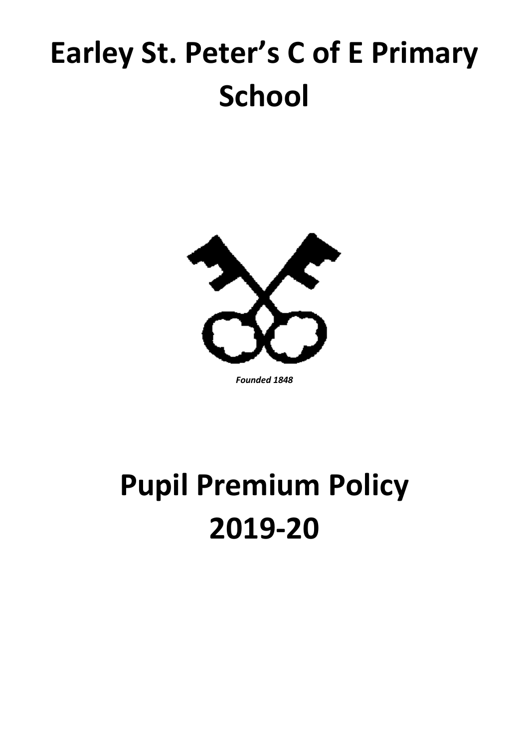# Earley St. Peter's C of E Primary School

*Founded 1848*

# Pupil Premium Policy 2019-20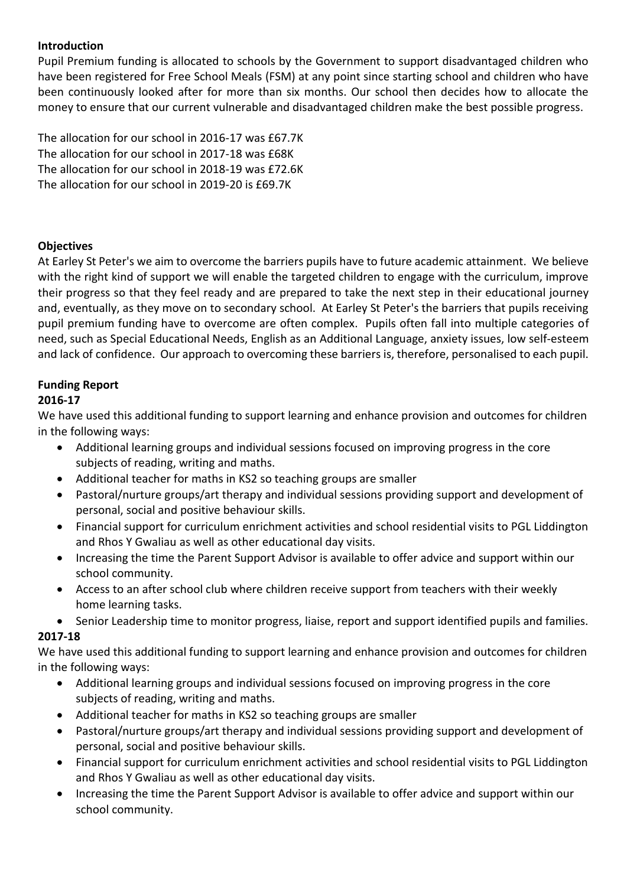**Introduction**

Pupil Premium funding is allocated to schools by the Government to support disadvantaged children who have been registered for Free School Meals (FSM) at any point since starting school and children who have been continuously looked after for more than six months. Our school then decides how to allocate the money to ensure that our current vulnerable and disadvantaged children make the best possible progress.

The allocation for our school in 2016-17 was £67.7K
The allocation for our school in 2017-18 was £68K
The allocation for our school in 2018-19 was £72.6K
The allocation for our school in 2019-20 is £69.7K

**Objectives**

At Earley St Peter's we aim to overcome the barriers pupils have to future academic attainment. We believe with the right kind of support we will enable the targeted children to engage with the curriculum, improve their progress so that they feel ready and are prepared to take the next step in their educational journey and, eventually, as they move on to secondary school. At Earley St Peter's the barriers that pupils receiving pupil premium funding have to overcome are often complex. Pupils often fall into multiple categories of need, such as Special Educational Needs, English as an Additional Language, anxiety issues, low self-esteem and lack of confidence. Our approach to overcoming these barriers is, therefore, personalised to each pupil.

**Funding Report**

**2016-17**

We have used this additional funding to support learning and enhance provision and outcomes for children in the following ways:

- Additional learning groups and individual sessions focused on improving progress in the core subjects of reading, writing and maths.
- Additional teacher for maths in KS2 so teaching groups are smaller
- Pastoral/nurture groups/art therapy and individual sessions providing support and development of personal, social and positive behaviour skills.
- Financial support for curriculum enrichment activities and school residential visits to PGL Liddington and Rhos Y Gwaliau as well as other educational day visits.
- Increasing the time the Parent Support Advisor is available to offer advice and support within our school community.
- Access to an after school club where children receive support from teachers with their weekly home learning tasks.
- Senior Leadership time to monitor progress, liaise, report and support identified pupils and families.

**2017-18**

We have used this additional funding to support learning and enhance provision and outcomes for children in the following ways:

- Additional learning groups and individual sessions focused on improving progress in the core subjects of reading, writing and maths.
- Additional teacher for maths in KS2 so teaching groups are smaller
- Pastoral/nurture groups/art therapy and individual sessions providing support and development of personal, social and positive behaviour skills.
- Financial support for curriculum enrichment activities and school residential visits to PGL Liddington and Rhos Y Gwaliau as well as other educational day visits.
- Increasing the time the Parent Support Advisor is available to offer advice and support within our school community.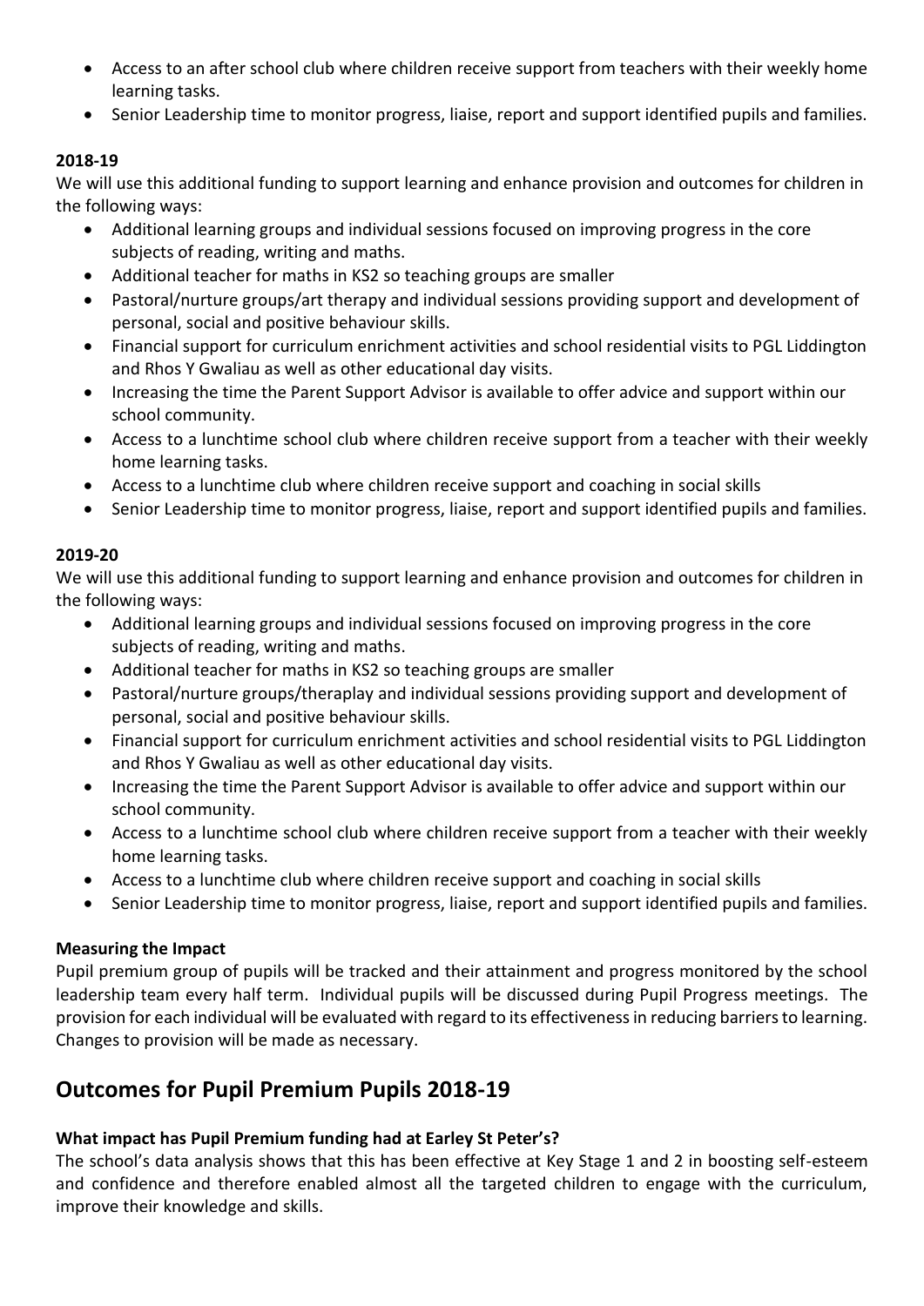- Access to an after school club where children receive support from teachers with their weekly home learning tasks.
- Senior Leadership time to monitor progress, liaise, report and support identified pupils and families.

**2018-19**

We will use this additional funding to support learning and enhance provision and outcomes for children in the following ways:

- Additional learning groups and individual sessions focused on improving progress in the core subjects of reading, writing and maths.
- Additional teacher for maths in KS2 so teaching groups are smaller
- Pastoral/nurture groups/art therapy and individual sessions providing support and development of personal, social and positive behaviour skills.
- Financial support for curriculum enrichment activities and school residential visits to PGL Liddington and Rhos Y Gwaliau as well as other educational day visits.
- Increasing the time the Parent Support Advisor is available to offer advice and support within our school community.
- Access to a lunchtime school club where children receive support from a teacher with their weekly home learning tasks.
- Access to a lunchtime club where children receive support and coaching in social skills
- Senior Leadership time to monitor progress, liaise, report and support identified pupils and families.

**2019-20**

We will use this additional funding to support learning and enhance provision and outcomes for children in the following ways:

- Additional learning groups and individual sessions focused on improving progress in the core subjects of reading, writing and maths.
- Additional teacher for maths in KS2 so teaching groups are smaller
- Pastoral/nurture groups/theraplay and individual sessions providing support and development of personal, social and positive behaviour skills.
- Financial support for curriculum enrichment activities and school residential visits to PGL Liddington and Rhos Y Gwaliau as well as other educational day visits.
- Increasing the time the Parent Support Advisor is available to offer advice and support within our school community.
- Access to a lunchtime school club where children receive support from a teacher with their weekly home learning tasks.
- Access to a lunchtime club where children receive support and coaching in social skills
- Senior Leadership time to monitor progress, liaise, report and support identified pupils and families.

**Measuring the Impact**

Pupil premium group of pupils will be tracked and their attainment and progress monitored by the school leadership team every half term. Individual pupils will be discussed during Pupil Progress meetings. The provision for each individual will be evaluated with regard to its effectiveness in reducing barriers to learning. Changes to provision will be made as necessary.

## Outcomes for Pupil Premium Pupils 2018-19

**What impact has Pupil Premium funding had at Earley St Peter's?**

The school's data analysis shows that this has been effective at Key Stage 1 and 2 in boosting self-esteem and confidence and therefore enabled almost all the targeted children to engage with the curriculum, improve their knowledge and skills.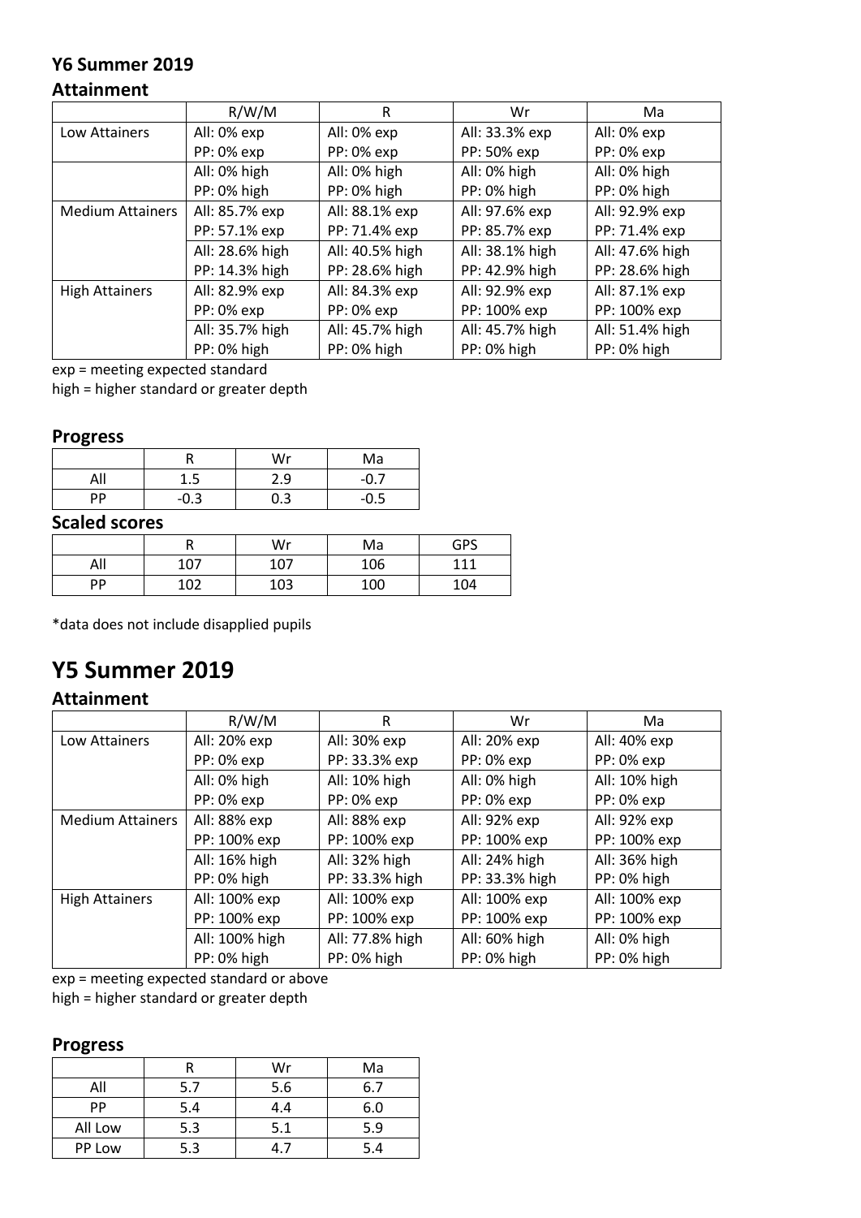### Y6 Summer 2019

### Attainment

| | R/W/M | R | Wr | Ma |
|---|---|---|---|---|
| Low Attainers | All: 0% exp<br>PP: 0% exp | All: 0% exp<br>PP: 0% exp | All: 33.3% exp<br>PP: 50% exp | All: 0% exp<br>PP: 0% exp |
| | All: 0% high<br>PP: 0% high | All: 0% high<br>PP: 0% high | All: 0% high<br>PP: 0% high | All: 0% high<br>PP: 0% high |
| Medium Attainers | All: 85.7% exp<br>PP: 57.1% exp | All: 88.1% exp<br>PP: 71.4% exp | All: 97.6% exp<br>PP: 85.7% exp | All: 92.9% exp<br>PP: 71.4% exp |
| | All: 28.6% high<br>PP: 14.3% high | All: 40.5% high<br>PP: 28.6% high | All: 38.1% high<br>PP: 42.9% high | All: 47.6% high<br>PP: 28.6% high |
| High Attainers | All: 82.9% exp<br>PP: 0% exp | All: 84.3% exp<br>PP: 0% exp | All: 92.9% exp<br>PP: 100% exp | All: 87.1% exp<br>PP: 100% exp |
| | All: 35.7% high<br>PP: 0% high | All: 45.7% high<br>PP: 0% high | All: 45.7% high<br>PP: 0% high | All: 51.4% high<br>PP: 0% high |

exp = meeting expected standard
high = higher standard or greater depth

### Progress

| | R | Wr | Ma |
|---|---|---|---|
| All | 1.5 | 2.9 | -0.7 |
| PP | -0.3 | 0.3 | -0.5 |

### Scaled scores

| | R | Wr | Ma | GPS |
|---|---|---|---|---|
| All | 107 | 107 | 106 | 111 |
| PP | 102 | 103 | 100 | 104 |

*data does not include disapplied pupils

## Y5 Summer 2019

### Attainment

| | R/W/M | R | Wr | Ma |
|---|---|---|---|---|
| Low Attainers | All: 20% exp<br>PP: 0% exp | All: 30% exp<br>PP: 33.3% exp | All: 20% exp<br>PP: 0% exp | All: 40% exp<br>PP: 0% exp |
| | All: 0% high<br>PP: 0% exp | All: 10% high<br>PP: 0% exp | All: 0% high<br>PP: 0% exp | All: 10% high<br>PP: 0% exp |
| Medium Attainers | All: 88% exp<br>PP: 100% exp | All: 88% exp<br>PP: 100% exp | All: 92% exp<br>PP: 100% exp | All: 92% exp<br>PP: 100% exp |
| | All: 16% high<br>PP: 0% high | All: 32% high<br>PP: 33.3% high | All: 24% high<br>PP: 33.3% high | All: 36% high<br>PP: 0% high |
| High Attainers | All: 100% exp<br>PP: 100% exp | All: 100% exp<br>PP: 100% exp | All: 100% exp<br>PP: 100% exp | All: 100% exp<br>PP: 100% exp |
| | All: 100% high<br>PP: 0% high | All: 77.8% high<br>PP: 0% high | All: 60% high<br>PP: 0% high | All: 0% high<br>PP: 0% high |

exp = meeting expected standard or above
high = higher standard or greater depth

### Progress

| | R | Wr | Ma |
|---|---|---|---|
| All | 5.7 | 5.6 | 6.7 |
| PP | 5.4 | 4.4 | 6.0 |
| All Low | 5.3 | 5.1 | 5.9 |
| PP Low | 5.3 | 4.7 | 5.4 |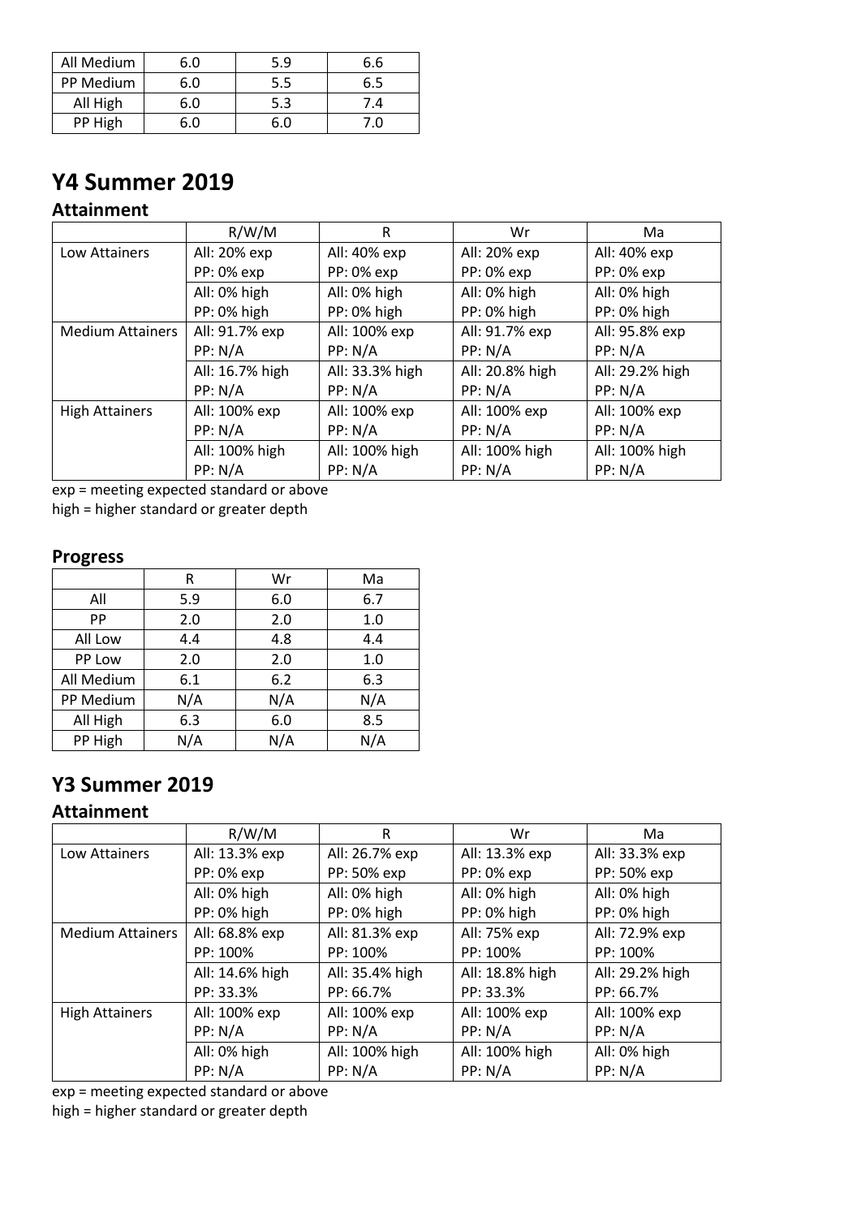| All Medium | 6.0 | 5.9 | 6.6 |
|---|---|---|---|
| PP Medium | 6.0 | 5.5 | 6.5 |
| All High | 6.0 | 5.3 | 7.4 |
| PP High | 6.0 | 6.0 | 7.0 |

# Y4 Summer 2019

## Attainment

| | R/W/M | R | Wr | Ma |
|---|---|---|---|---|
| Low Attainers | All: 20% exp<br>PP: 0% exp | All: 40% exp<br>PP: 0% exp | All: 20% exp<br>PP: 0% exp | All: 40% exp<br>PP: 0% exp |
| | All: 0% high<br>PP: 0% high | All: 0% high<br>PP: 0% high | All: 0% high<br>PP: 0% high | All: 0% high<br>PP: 0% high |
| Medium Attainers | All: 91.7% exp<br>PP: N/A | All: 100% exp<br>PP: N/A | All: 91.7% exp<br>PP: N/A | All: 95.8% exp<br>PP: N/A |
| | All: 16.7% high<br>PP: N/A | All: 33.3% high<br>PP: N/A | All: 20.8% high<br>PP: N/A | All: 29.2% high<br>PP: N/A |
| High Attainers | All: 100% exp<br>PP: N/A | All: 100% exp<br>PP: N/A | All: 100% exp<br>PP: N/A | All: 100% exp<br>PP: N/A |
| | All: 100% high<br>PP: N/A | All: 100% high<br>PP: N/A | All: 100% high<br>PP: N/A | All: 100% high<br>PP: N/A |

exp = meeting expected standard or above
high = higher standard or greater depth

## Progress

| | R | Wr | Ma |
|---|---|---|---|
| All | 5.9 | 6.0 | 6.7 |
| PP | 2.0 | 2.0 | 1.0 |
| All Low | 4.4 | 4.8 | 4.4 |
| PP Low | 2.0 | 2.0 | 1.0 |
| All Medium | 6.1 | 6.2 | 6.3 |
| PP Medium | N/A | N/A | N/A |
| All High | 6.3 | 6.0 | 8.5 |
| PP High | N/A | N/A | N/A |

# Y3 Summer 2019

## Attainment

| | R/W/M | R | Wr | Ma |
|---|---|---|---|---|
| Low Attainers | All: 13.3% exp<br>PP: 0% exp | All: 26.7% exp<br>PP: 50% exp | All: 13.3% exp<br>PP: 0% exp | All: 33.3% exp<br>PP: 50% exp |
| | All: 0% high<br>PP: 0% high | All: 0% high<br>PP: 0% high | All: 0% high<br>PP: 0% high | All: 0% high<br>PP: 0% high |
| Medium Attainers | All: 68.8% exp<br>PP: 100% | All: 81.3% exp<br>PP: 100% | All: 75% exp<br>PP: 100% | All: 72.9% exp<br>PP: 100% |
| | All: 14.6% high<br>PP: 33.3% | All: 35.4% high<br>PP: 66.7% | All: 18.8% high<br>PP: 33.3% | All: 29.2% high<br>PP: 66.7% |
| High Attainers | All: 100% exp<br>PP: N/A | All: 100% exp<br>PP: N/A | All: 100% exp<br>PP: N/A | All: 100% exp<br>PP: N/A |
| | All: 0% high<br>PP: N/A | All: 100% high<br>PP: N/A | All: 100% high<br>PP: N/A | All: 0% high<br>PP: N/A |

exp = meeting expected standard or above
high = higher standard or greater depth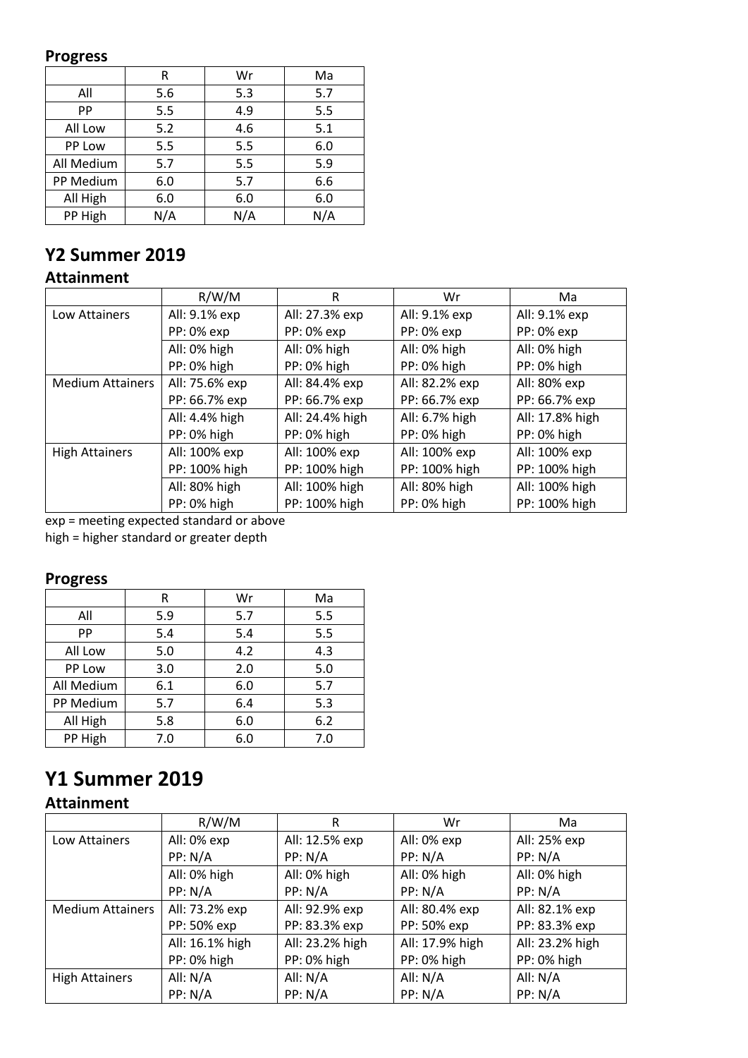### Progress

| | R | Wr | Ma |
|---|---|---|---|
| All | 5.6 | 5.3 | 5.7 |
| PP | 5.5 | 4.9 | 5.5 |
| All Low | 5.2 | 4.6 | 5.1 |
| PP Low | 5.5 | 5.5 | 6.0 |
| All Medium | 5.7 | 5.5 | 5.9 |
| PP Medium | 6.0 | 5.7 | 6.6 |
| All High | 6.0 | 6.0 | 6.0 |
| PP High | N/A | N/A | N/A |

## Y2 Summer 2019

### Attainment

| | R/W/M | R | Wr | Ma |
|---|---|---|---|---|
| Low Attainers | All: 9.1% exp<br>PP: 0% exp | All: 27.3% exp<br>PP: 0% exp | All: 9.1% exp<br>PP: 0% exp | All: 9.1% exp<br>PP: 0% exp |
| | All: 0% high<br>PP: 0% high | All: 0% high<br>PP: 0% high | All: 0% high<br>PP: 0% high | All: 0% high<br>PP: 0% high |
| Medium Attainers | All: 75.6% exp<br>PP: 66.7% exp | All: 84.4% exp<br>PP: 66.7% exp | All: 82.2% exp<br>PP: 66.7% exp | All: 80% exp<br>PP: 66.7% exp |
| | All: 4.4% high<br>PP: 0% high | All: 24.4% high<br>PP: 0% high | All: 6.7% high<br>PP: 0% high | All: 17.8% high<br>PP: 0% high |
| High Attainers | All: 100% exp<br>PP: 100% high | All: 100% exp<br>PP: 100% high | All: 100% exp<br>PP: 100% high | All: 100% exp<br>PP: 100% high |
| | All: 80% high<br>PP: 0% high | All: 100% high<br>PP: 100% high | All: 80% high<br>PP: 0% high | All: 100% high<br>PP: 100% high |

exp = meeting expected standard or above
high = higher standard or greater depth

### Progress

| | R | Wr | Ma |
|---|---|---|---|
| All | 5.9 | 5.7 | 5.5 |
| PP | 5.4 | 5.4 | 5.5 |
| All Low | 5.0 | 4.2 | 4.3 |
| PP Low | 3.0 | 2.0 | 5.0 |
| All Medium | 6.1 | 6.0 | 5.7 |
| PP Medium | 5.7 | 6.4 | 5.3 |
| All High | 5.8 | 6.0 | 6.2 |
| PP High | 7.0 | 6.0 | 7.0 |

## Y1 Summer 2019

### Attainment

| | R/W/M | R | Wr | Ma |
|---|---|---|---|---|
| Low Attainers | All: 0% exp<br>PP: N/A | All: 12.5% exp<br>PP: N/A | All: 0% exp<br>PP: N/A | All: 25% exp<br>PP: N/A |
| | All: 0% high<br>PP: N/A | All: 0% high<br>PP: N/A | All: 0% high<br>PP: N/A | All: 0% high<br>PP: N/A |
| Medium Attainers | All: 73.2% exp<br>PP: 50% exp | All: 92.9% exp<br>PP: 83.3% exp | All: 80.4% exp<br>PP: 50% exp | All: 82.1% exp<br>PP: 83.3% exp |
| | All: 16.1% high<br>PP: 0% high | All: 23.2% high<br>PP: 0% high | All: 17.9% high<br>PP: 0% high | All: 23.2% high<br>PP: 0% high |
| High Attainers | All: N/A<br>PP: N/A | All: N/A<br>PP: N/A | All: N/A<br>PP: N/A | All: N/A<br>PP: N/A |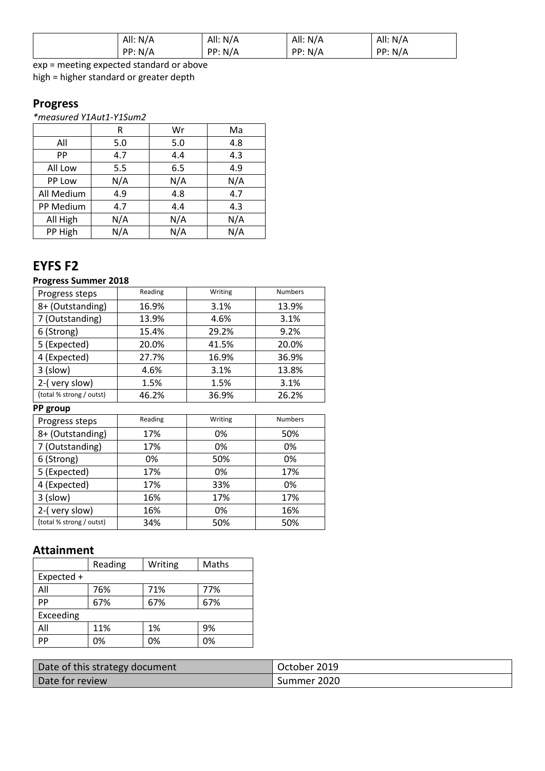| | | | | |
|---|---|---|---|---|
| | All: N/A<br>PP: N/A | All: N/A<br>PP: N/A | All: N/A<br>PP: N/A | All: N/A<br>PP: N/A |

exp = meeting expected standard or above
high = higher standard or greater depth

## Progress

*\*measured Y1Aut1-Y1Sum2*

| | R | Wr | Ma |
|---|---|---|---|
| All | 5.0 | 5.0 | 4.8 |
| PP | 4.7 | 4.4 | 4.3 |
| All Low | 5.5 | 6.5 | 4.9 |
| PP Low | N/A | N/A | N/A |
| All Medium | 4.9 | 4.8 | 4.7 |
| PP Medium | 4.7 | 4.4 | 4.3 |
| All High | N/A | N/A | N/A |
| PP High | N/A | N/A | N/A |

# EYFS F2

**Progress Summer 2018**

| Progress steps | Reading | Writing | Numbers |
|---|---|---|---|
| 8+ (Outstanding) | 16.9% | 3.1% | 13.9% |
| 7 (Outstanding) | 13.9% | 4.6% | 3.1% |
| 6 (Strong) | 15.4% | 29.2% | 9.2% |
| 5 (Expected) | 20.0% | 41.5% | 20.0% |
| 4 (Expected) | 27.7% | 16.9% | 36.9% |
| 3 (slow) | 4.6% | 3.1% | 13.8% |
| 2-( very slow) | 1.5% | 1.5% | 3.1% |
| (total % strong / outst) | 46.2% | 36.9% | 26.2% |

**PP group**

| Progress steps | Reading | Writing | Numbers |
|---|---|---|---|
| 8+ (Outstanding) | 17% | 0% | 50% |
| 7 (Outstanding) | 17% | 0% | 0% |
| 6 (Strong) | 0% | 50% | 0% |
| 5 (Expected) | 17% | 0% | 17% |
| 4 (Expected) | 17% | 33% | 0% |
| 3 (slow) | 16% | 17% | 17% |
| 2-( very slow) | 16% | 0% | 16% |
| (total % strong / outst) | 34% | 50% | 50% |

## Attainment

| | Reading | Writing | Maths |
|---|---|---|---|
| Expected + | | | |
| All | 76% | 71% | 77% |
| PP | 67% | 67% | 67% |
| Exceeding | | | |
| All | 11% | 1% | 9% |
| PP | 0% | 0% | 0% |

| | |
|---|---|
| Date of this strategy document | October 2019 |
| Date for review | Summer 2020 |